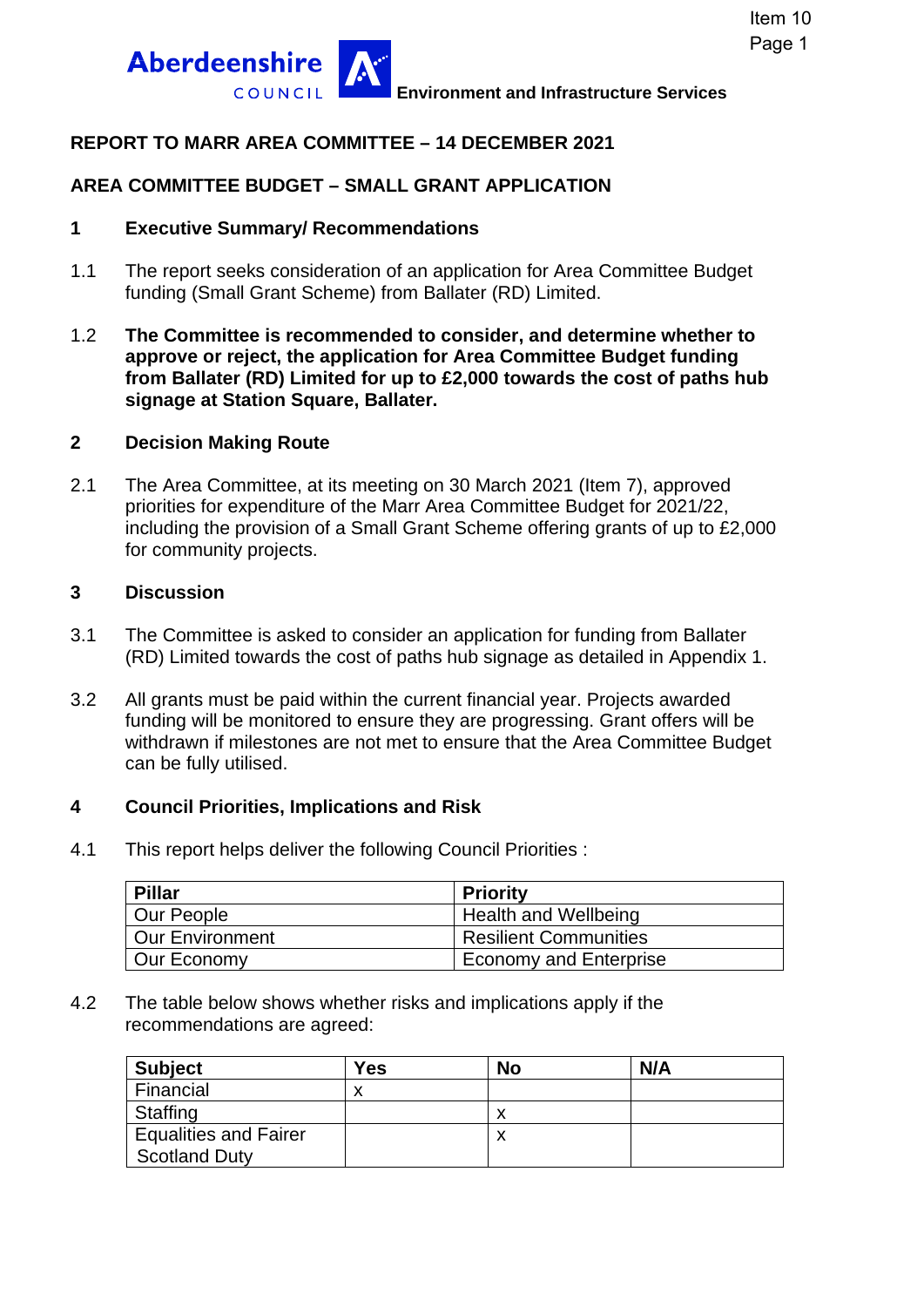Aberdeenshire COUNCIL **Environment and Infrastructure Services**

## REPORT TO MARR AREA COMMITTEE – 14 DECEMBER 2021

## AREA COMMITTEE BUDGET – SMALL GRANT APPLICATION

### 1 Executive Summary/ Recommendations

1.1 The report seeks consideration of an application for Area Committee Budget funding (Small Grant Scheme) from Ballater (RD) Limited.

1.2 **The Committee is recommended to consider, and determine whether to approve or reject, the application for Area Committee Budget funding from Ballater (RD) Limited for up to £2,000 towards the cost of paths hub signage at Station Square, Ballater.**

### 2 Decision Making Route

2.1 The Area Committee, at its meeting on 30 March 2021 (Item 7), approved priorities for expenditure of the Marr Area Committee Budget for 2021/22, including the provision of a Small Grant Scheme offering grants of up to £2,000 for community projects.

### 3 Discussion

3.1 The Committee is asked to consider an application for funding from Ballater (RD) Limited towards the cost of paths hub signage as detailed in Appendix 1.

3.2 All grants must be paid within the current financial year. Projects awarded funding will be monitored to ensure they are progressing. Grant offers will be withdrawn if milestones are not met to ensure that the Area Committee Budget can be fully utilised.

### 4 Council Priorities, Implications and Risk

4.1 This report helps deliver the following Council Priorities :

| Pillar | Priority |
|---|---|
| Our People | Health and Wellbeing |
| Our Environment | Resilient Communities |
| Our Economy | Economy and Enterprise |

4.2 The table below shows whether risks and implications apply if the recommendations are agreed:

| Subject | Yes | No | N/A |
|---|---|---|---|
| Financial | x | | |
| Staffing | | x | |
| Equalities and Fairer Scotland Duty | | x | |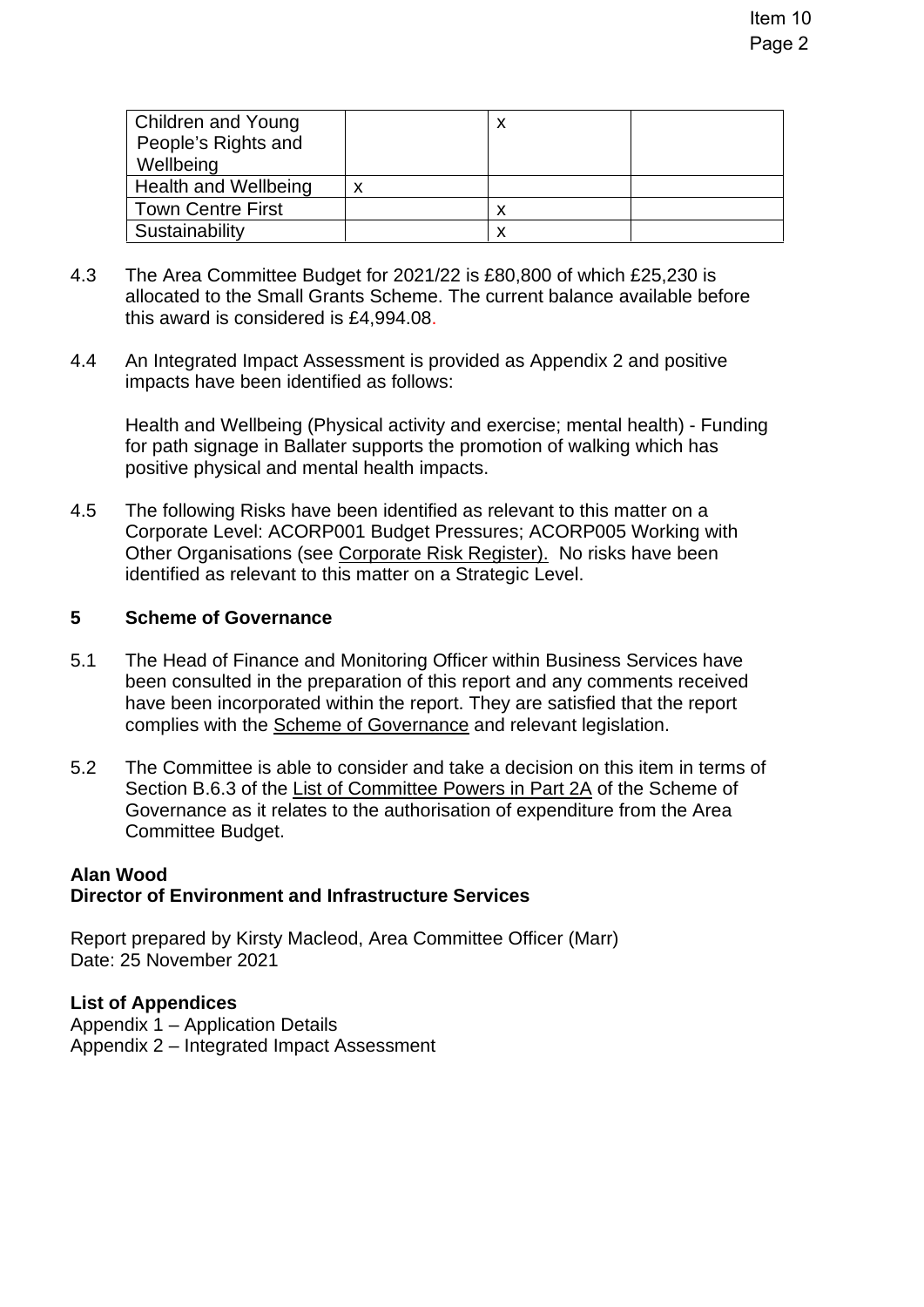| Children and Young People's Rights and Wellbeing | | x | |
|---|---|---|---|
| Health and Wellbeing | x | | |
| Town Centre First | | x | |
| Sustainability | | x | |

4.3 The Area Committee Budget for 2021/22 is £80,800 of which £25,230 is allocated to the Small Grants Scheme. The current balance available before this award is considered is £4,994.08.

4.4 An Integrated Impact Assessment is provided as Appendix 2 and positive impacts have been identified as follows:

Health and Wellbeing (Physical activity and exercise; mental health) - Funding for path signage in Ballater supports the promotion of walking which has positive physical and mental health impacts.

4.5 The following Risks have been identified as relevant to this matter on a Corporate Level: ACORP001 Budget Pressures; ACORP005 Working with Other Organisations (see Corporate Risk Register). No risks have been identified as relevant to this matter on a Strategic Level.

## 5 Scheme of Governance

5.1 The Head of Finance and Monitoring Officer within Business Services have been consulted in the preparation of this report and any comments received have been incorporated within the report. They are satisfied that the report complies with the Scheme of Governance and relevant legislation.

5.2 The Committee is able to consider and take a decision on this item in terms of Section B.6.3 of the List of Committee Powers in Part 2A of the Scheme of Governance as it relates to the authorisation of expenditure from the Area Committee Budget.

**Alan Wood**
**Director of Environment and Infrastructure Services**

Report prepared by Kirsty Macleod, Area Committee Officer (Marr)
Date: 25 November 2021

**List of Appendices**
Appendix 1 – Application Details
Appendix 2 – Integrated Impact Assessment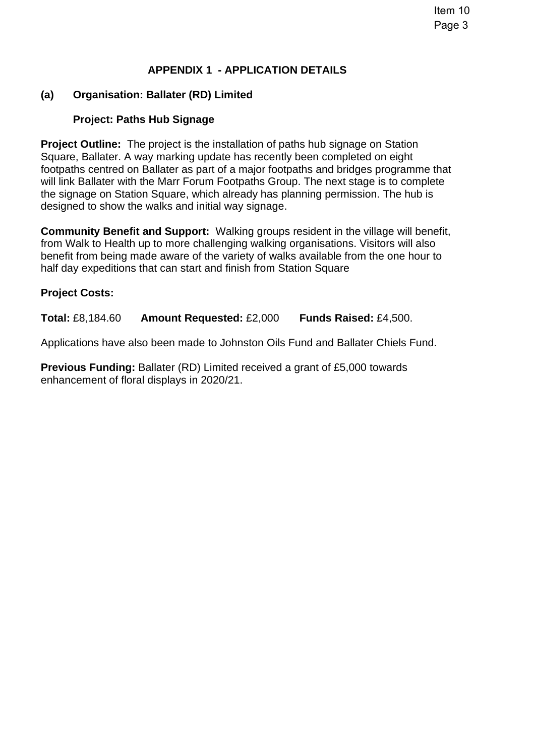## APPENDIX 1 - APPLICATION DETAILS

### (a) Organisation: Ballater (RD) Limited

### Project: Paths Hub Signage

**Project Outline:** The project is the installation of paths hub signage on Station Square, Ballater. A way marking update has recently been completed on eight footpaths centred on Ballater as part of a major footpaths and bridges programme that will link Ballater with the Marr Forum Footpaths Group. The next stage is to complete the signage on Station Square, which already has planning permission. The hub is designed to show the walks and initial way signage.

**Community Benefit and Support:** Walking groups resident in the village will benefit, from Walk to Health up to more challenging walking organisations. Visitors will also benefit from being made aware of the variety of walks available from the one hour to half day expeditions that can start and finish from Station Square

**Project Costs:**

**Total:** £8,184.60 **Amount Requested:** £2,000 **Funds Raised:** £4,500.

Applications have also been made to Johnston Oils Fund and Ballater Chiels Fund.

**Previous Funding:** Ballater (RD) Limited received a grant of £5,000 towards enhancement of floral displays in 2020/21.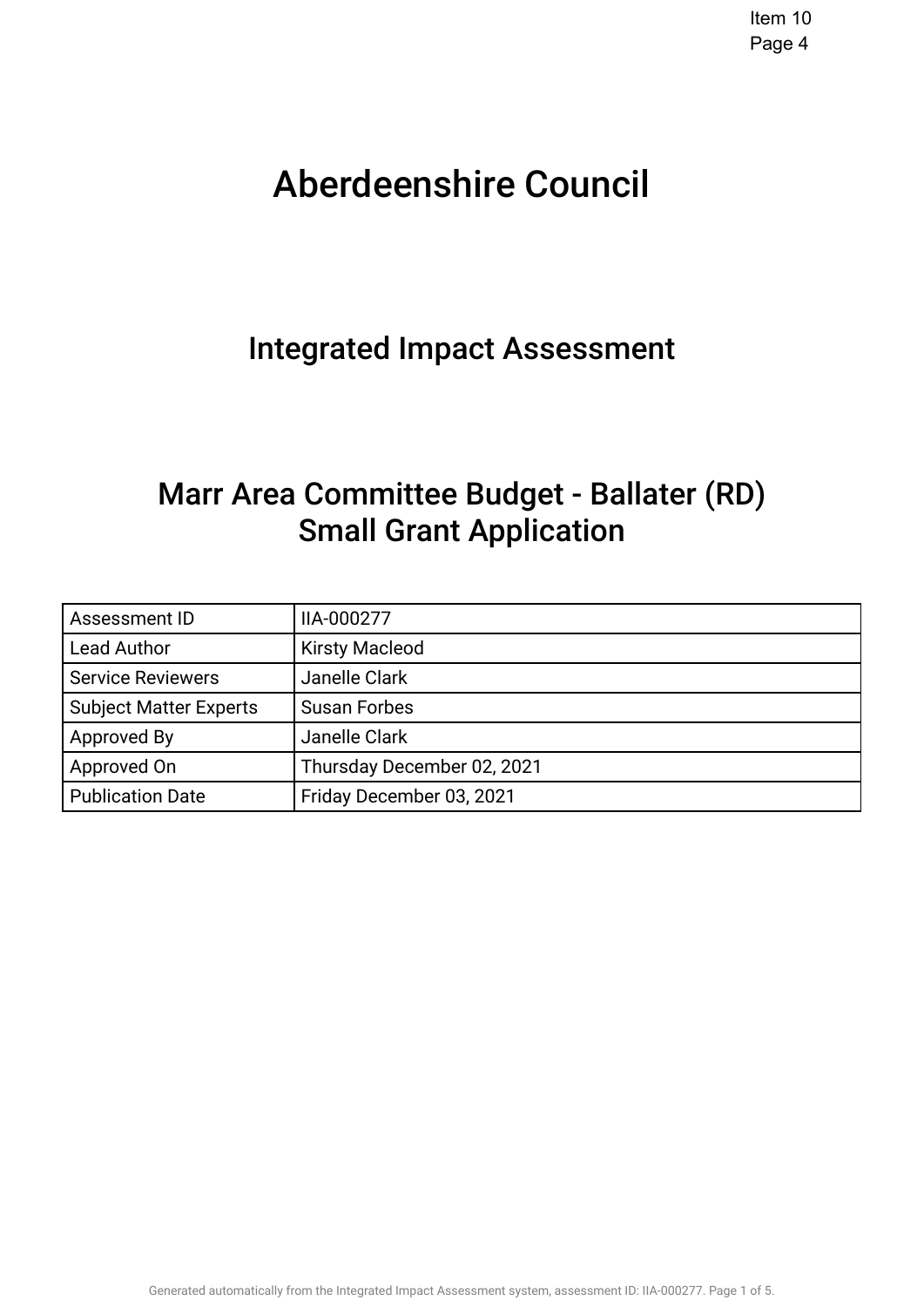# Aberdeenshire Council

## Integrated Impact Assessment

## Marr Area Committee Budget - Ballater (RD) Small Grant Application

| | |
|---|---|
| Assessment ID | IIA-000277 |
| Lead Author | Kirsty Macleod |
| Service Reviewers | Janelle Clark |
| Subject Matter Experts | Susan Forbes |
| Approved By | Janelle Clark |
| Approved On | Thursday December 02, 2021 |
| Publication Date | Friday December 03, 2021 |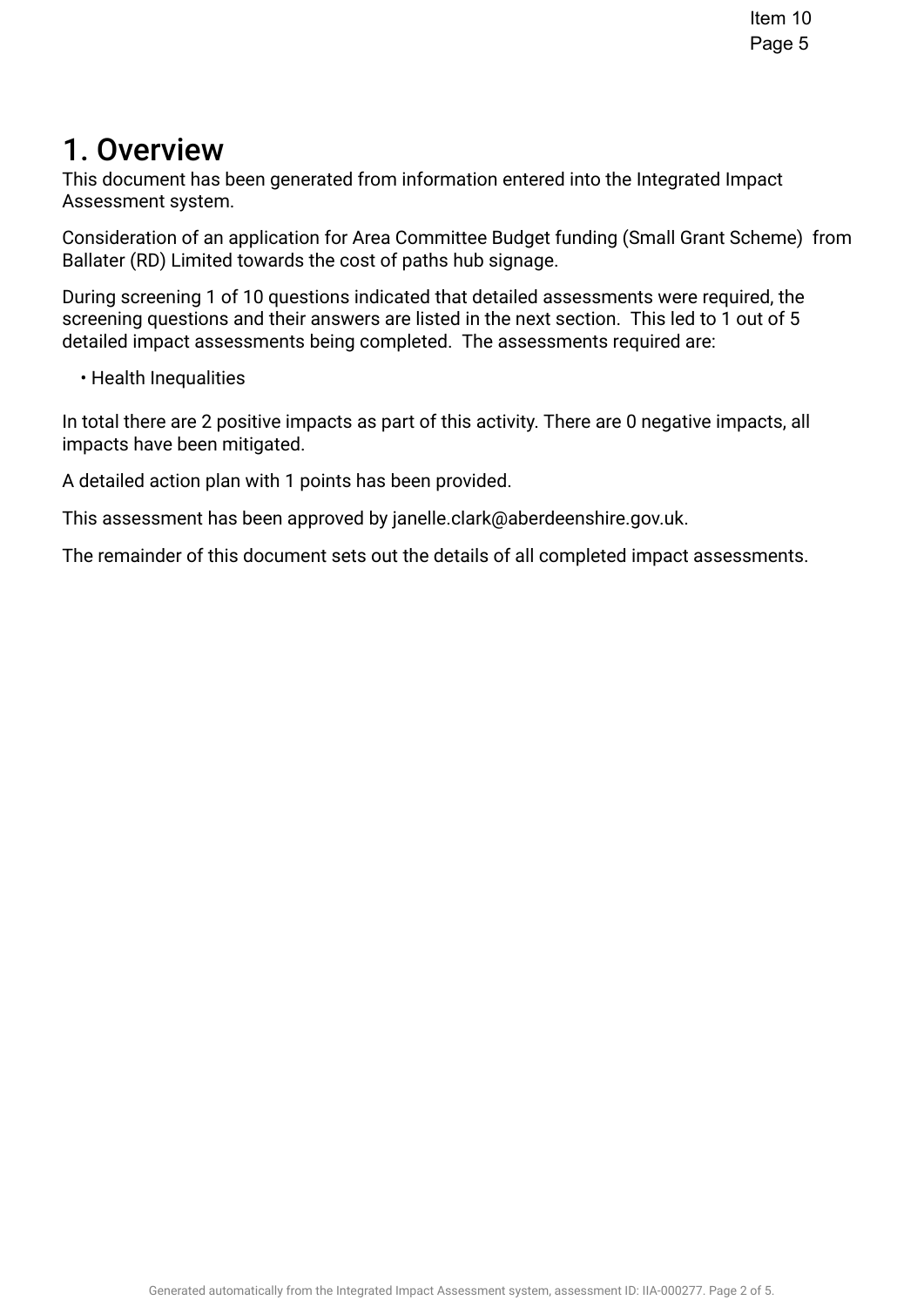# 1. Overview

This document has been generated from information entered into the Integrated Impact Assessment system.

Consideration of an application for Area Committee Budget funding (Small Grant Scheme) from Ballater (RD) Limited towards the cost of paths hub signage.

During screening 1 of 10 questions indicated that detailed assessments were required, the screening questions and their answers are listed in the next section. This led to 1 out of 5 detailed impact assessments being completed. The assessments required are:

- Health Inequalities

In total there are 2 positive impacts as part of this activity. There are 0 negative impacts, all impacts have been mitigated.

A detailed action plan with 1 points has been provided.

This assessment has been approved by janelle.clark@aberdeenshire.gov.uk.

The remainder of this document sets out the details of all completed impact assessments.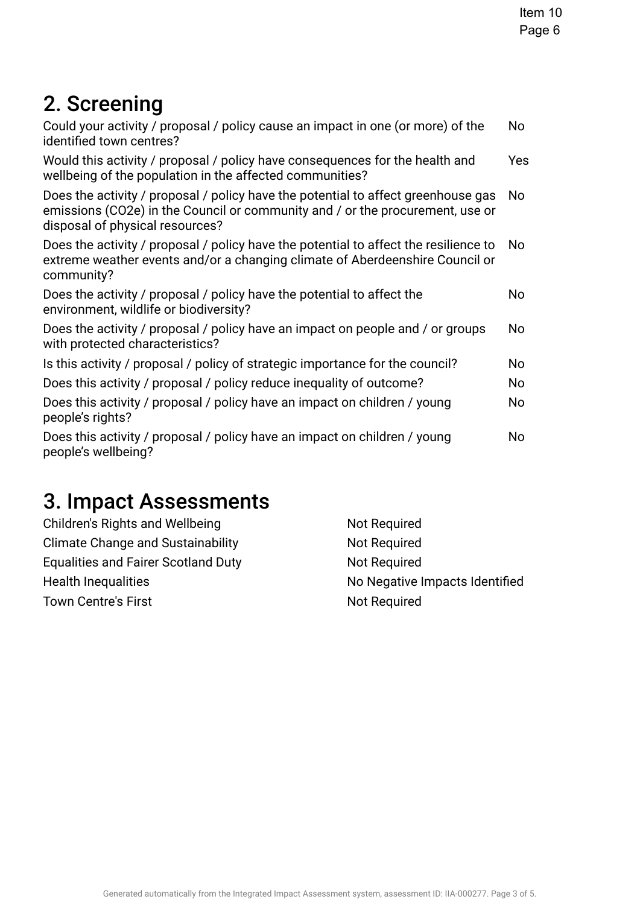## 2. Screening

| | |
|---|---|
| Could your activity / proposal / policy cause an impact in one (or more) of the identified town centres? | No |
| Would this activity / proposal / policy have consequences for the health and wellbeing of the population in the affected communities? | Yes |
| Does the activity / proposal / policy have the potential to affect greenhouse gas emissions (CO2e) in the Council or community and / or the procurement, use or disposal of physical resources? | No |
| Does the activity / proposal / policy have the potential to affect the resilience to extreme weather events and/or a changing climate of Aberdeenshire Council or community? | No |
| Does the activity / proposal / policy have the potential to affect the environment, wildlife or biodiversity? | No |
| Does the activity / proposal / policy have an impact on people and / or groups with protected characteristics? | No |
| Is this activity / proposal / policy of strategic importance for the council? | No |
| Does this activity / proposal / policy reduce inequality of outcome? | No |
| Does this activity / proposal / policy have an impact on children / young people's rights? | No |
| Does this activity / proposal / policy have an impact on children / young people's wellbeing? | No |

## 3. Impact Assessments

| | |
|---|---|
| Children's Rights and Wellbeing | Not Required |
| Climate Change and Sustainability | Not Required |
| Equalities and Fairer Scotland Duty | Not Required |
| Health Inequalities | No Negative Impacts Identified |
| Town Centre's First | Not Required |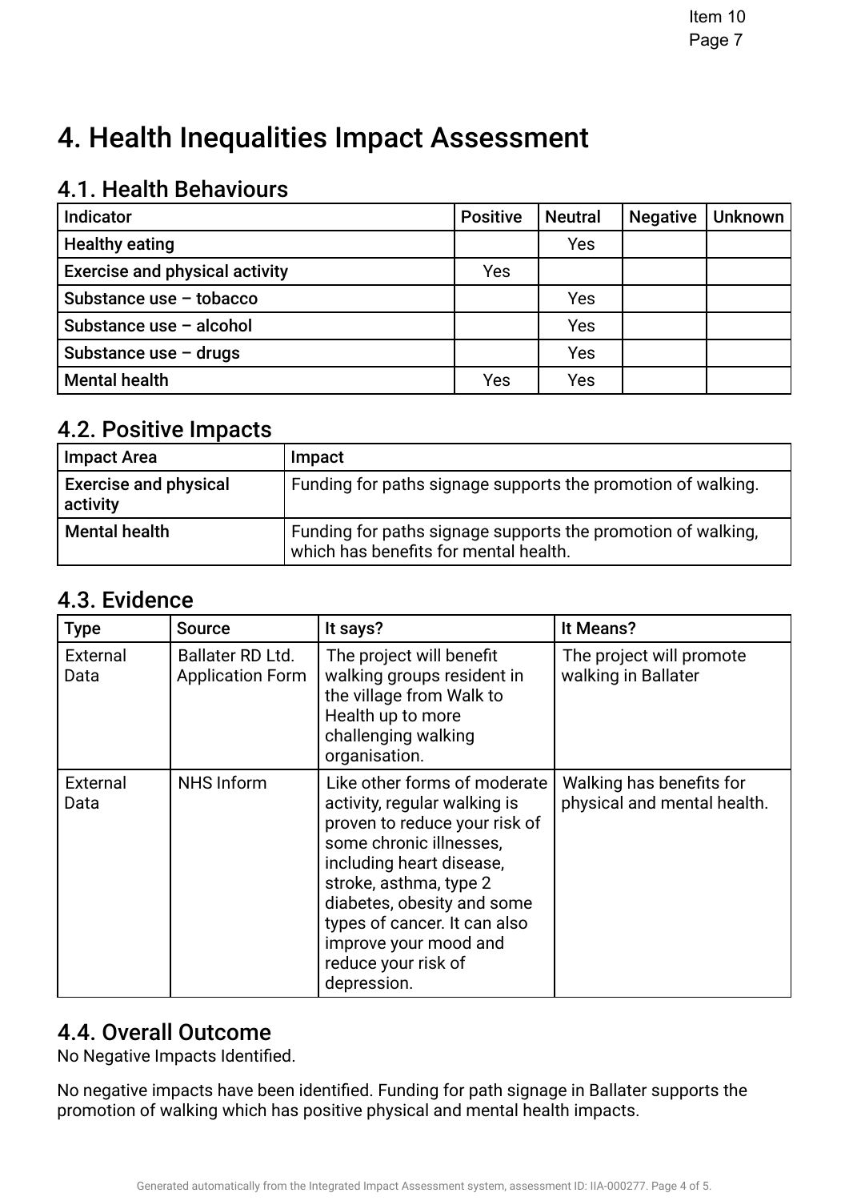# 4. Health Inequalities Impact Assessment

## 4.1. Health Behaviours

| Indicator | Positive | Neutral | Negative | Unknown |
|---|---|---|---|---|
| **Healthy eating** | | Yes | | |
| **Exercise and physical activity** | Yes | | | |
| **Substance use – tobacco** | | Yes | | |
| **Substance use – alcohol** | | Yes | | |
| **Substance use – drugs** | | Yes | | |
| **Mental health** | Yes | Yes | | |

## 4.2. Positive Impacts

| Impact Area | Impact |
|---|---|
| **Exercise and physical activity** | Funding for paths signage supports the promotion of walking. |
| **Mental health** | Funding for paths signage supports the promotion of walking, which has benefits for mental health. |

## 4.3. Evidence

| Type | Source | It says? | It Means? |
|---|---|---|---|
| External Data | Ballater RD Ltd. Application Form | The project will benefit walking groups resident in the village from Walk to Health up to more challenging walking organisation. | The project will promote walking in Ballater |
| External Data | NHS Inform | Like other forms of moderate activity, regular walking is proven to reduce your risk of some chronic illnesses, including heart disease, stroke, asthma, type 2 diabetes, obesity and some types of cancer. It can also improve your mood and reduce your risk of depression. | Walking has benefits for physical and mental health. |

## 4.4. Overall Outcome

No Negative Impacts Identified.

No negative impacts have been identified. Funding for path signage in Ballater supports the promotion of walking which has positive physical and mental health impacts.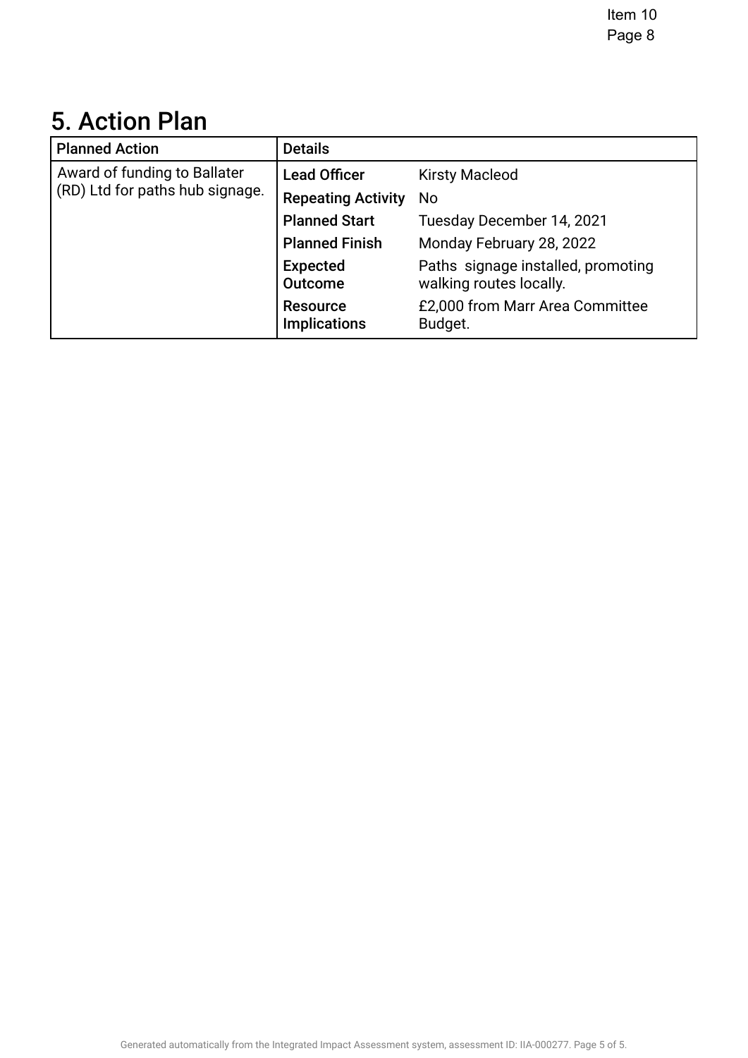# 5. Action Plan

| Planned Action | Details | |
|---|---|---|
| Award of funding to Ballater (RD) Ltd for paths hub signage. | **Lead Officer** | Kirsty Macleod |
| | **Repeating Activity** | No |
| | **Planned Start** | Tuesday December 14, 2021 |
| | **Planned Finish** | Monday February 28, 2022 |
| | **Expected Outcome** | Paths signage installed, promoting walking routes locally. |
| | **Resource Implications** | £2,000 from Marr Area Committee Budget. |

Generated automatically from the Integrated Impact Assessment system, assessment ID: IIA-000277.